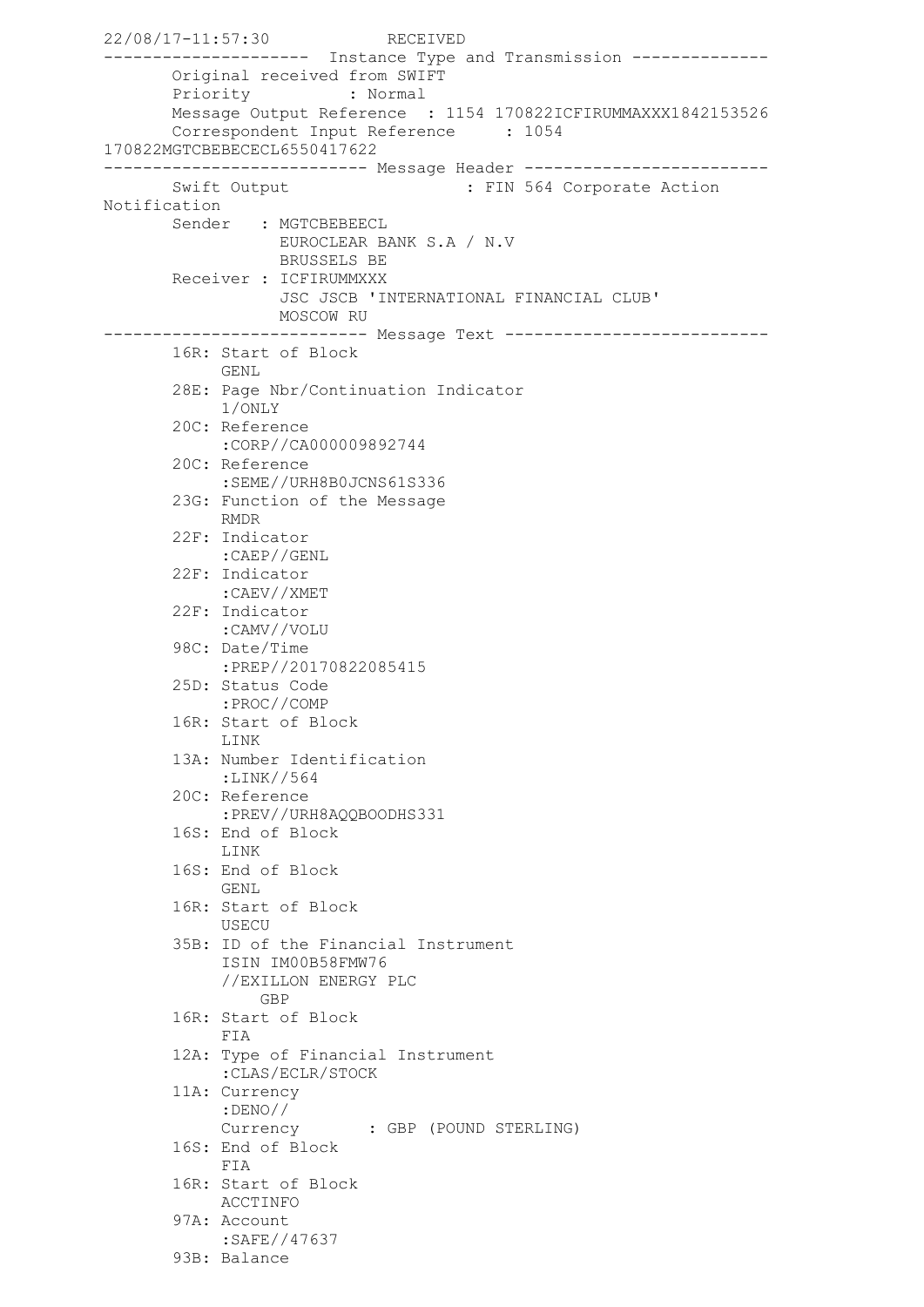```
22/08/17-11:57:30            RECEIVED
---------------------  Instance Type and Transmission --------------
       Original received from SWIFT
       Priority          : Normal
       Message Output Reference  : 1154 170822ICFIRUMMAXXX1842153526
       Correspondent Input Reference     : 1054
170822MGTCBEBECECL6550417622
--------------------------- Message Header -------------------------
       Swift Output                  : FIN 564 Corporate Action
Notification
       Sender   : MGTCBEBEECL
                  EUROCLEAR BANK S.A / N.V
                  BRUSSELS BE
       Receiver : ICFIRUMMXXX
                  JSC JSCB 'INTERNATIONAL FINANCIAL CLUB'
                  MOSCOW RU
--------------------------- Message Text ---------------------------
       16R: Start of Block
            GENL
       28E: Page Nbr/Continuation Indicator
            1/ONLY
       20C: Reference
            :CORP//CA000009892744
       20C: Reference
            :SEME//URH8B0JCNS61S336
       23G: Function of the Message
            RMDR
       22F: Indicator
            :CAEP//GENL
       22F: Indicator
            :CAEV//XMET
       22F: Indicator
            :CAMV//VOLU
       98C: Date/Time
            :PREP//20170822085415
       25D: Status Code
            :PROC//COMP
       16R: Start of Block
            LINK
       13A: Number Identification
            :LINK//564
       20C: Reference
            :PREV//URH8AQQBOODHS331
       16S: End of Block
            LINK
       16S: End of Block
            GENL
       16R: Start of Block
            USECU
       35B: ID of the Financial Instrument
            ISIN IM00B58FMW76
            //EXILLON ENERGY PLC
              GBP
       16R: Start of Block
            FIA
       12A: Type of Financial Instrument
            :CLAS/ECLR/STOCK
       11A: Currency
            :DENO//
            Currency       : GBP (POUND STERLING)
       16S: End of Block
            FIA
       16R: Start of Block
            ACCTINFO
       97A: Account
            :SAFE//47637
       93B: Balance
```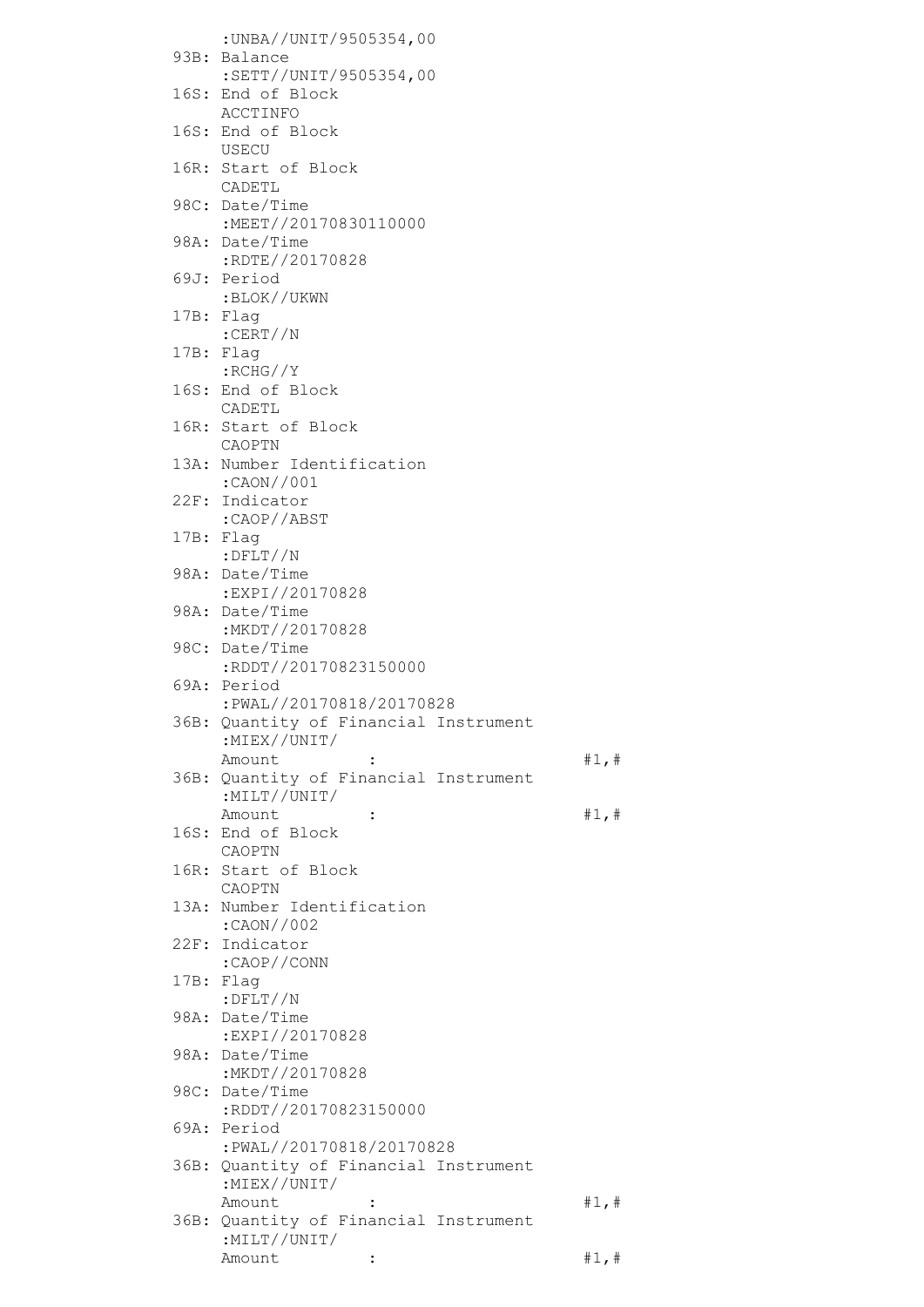```
     :UNBA//UNIT/9505354,00
93B: Balance
     :SETT//UNIT/9505354,00
16S: End of Block
     ACCTINFO
16S: End of Block
     USECU
16R: Start of Block
     CADETL
98C: Date/Time
     :MEET//20170830110000
98A: Date/Time
     :RDTE//20170828
69J: Period
     :BLOK//UKWN
17B: Flag
     :CERT//N
17B: Flag
     :RCHG//Y
16S: End of Block
     CADETL
16R: Start of Block
     CAOPTN
13A: Number Identification
     :CAON//001
22F: Indicator
     :CAOP//ABST
17B: Flag
     :DFLT//N
98A: Date/Time
     :EXPI//20170828
98A: Date/Time
     :MKDT//20170828
98C: Date/Time
     :RDDT//20170823150000
69A: Period
     :PWAL//20170818/20170828
36B: Quantity of Financial Instrument
     :MIEX//UNIT/
     Amount         :                       #1,#
36B: Quantity of Financial Instrument
     :MILT//UNIT/
     Amount         :                       #1,#
16S: End of Block
     CAOPTN
16R: Start of Block
     CAOPTN
13A: Number Identification
     :CAON//002
22F: Indicator
     :CAOP//CONN
17B: Flag
     :DFLT//N
98A: Date/Time
     :EXPI//20170828
98A: Date/Time
     :MKDT//20170828
98C: Date/Time
     :RDDT//20170823150000
69A: Period
     :PWAL//20170818/20170828
36B: Quantity of Financial Instrument
     :MIEX//UNIT/
     Amount         :                       #1,#
36B: Quantity of Financial Instrument
     :MILT//UNIT/
     Amount         :                       #1,#
```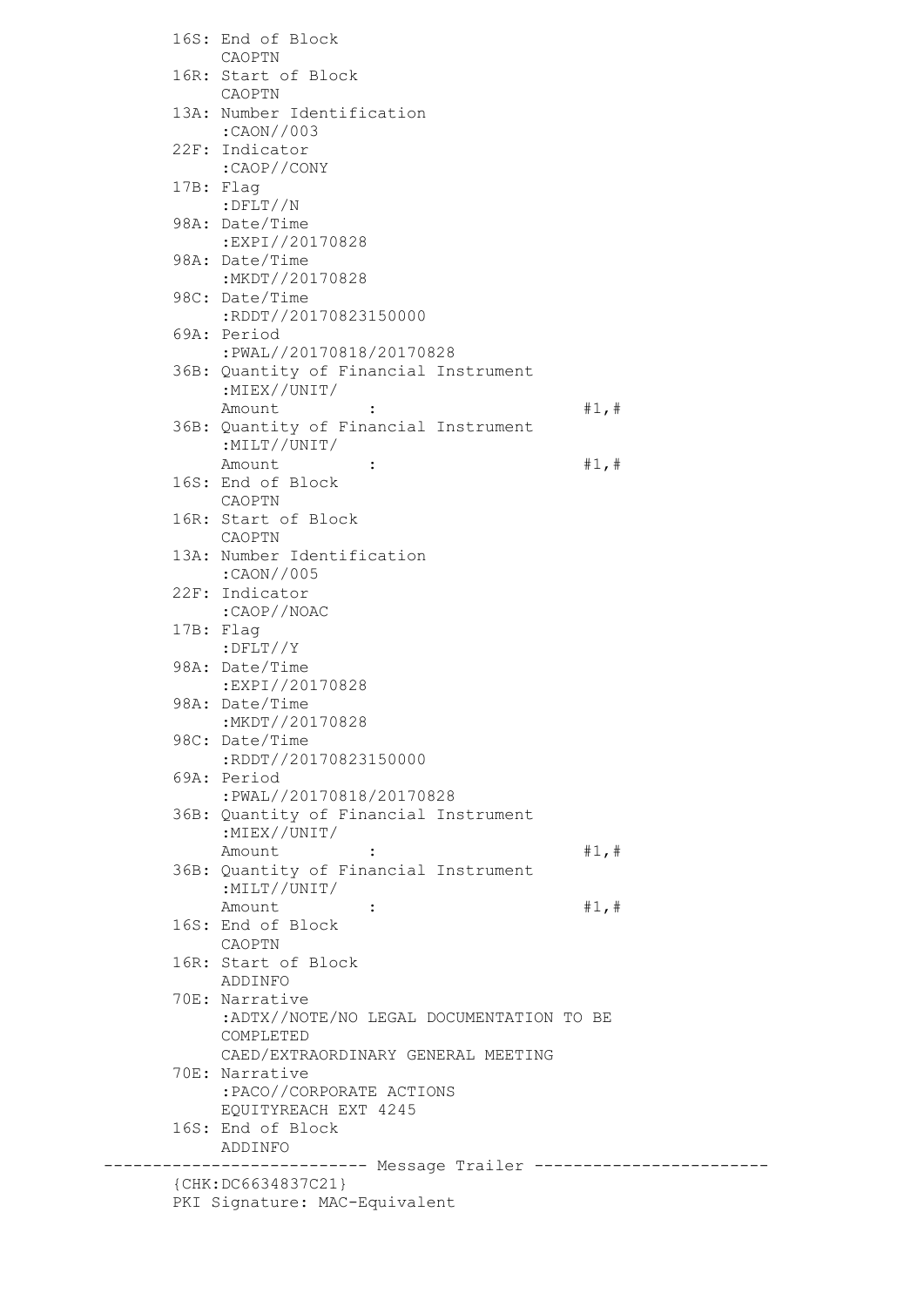```
        16S: End of Block
             CAOPTN
        16R: Start of Block
             CAOPTN
        13A: Number Identification
             :CAON//003
        22F: Indicator
             :CAOP//CONY
        17B: Flag
             :DFLT//N
        98A: Date/Time
             :EXPI//20170828
        98A: Date/Time
             :MKDT//20170828
        98C: Date/Time
             :RDDT//20170823150000
        69A: Period
             :PWAL//20170818/20170828
        36B: Quantity of Financial Instrument
             :MIEX//UNIT/
             Amount         :                       #1,#
        36B: Quantity of Financial Instrument
             :MILT//UNIT/
             Amount         :                       #1,#
        16S: End of Block
             CAOPTN
        16R: Start of Block
             CAOPTN
        13A: Number Identification
             :CAON//005
        22F: Indicator
             :CAOP//NOAC
        17B: Flag
             :DFLT//Y
        98A: Date/Time
             :EXPI//20170828
        98A: Date/Time
             :MKDT//20170828
        98C: Date/Time
             :RDDT//20170823150000
        69A: Period
             :PWAL//20170818/20170828
        36B: Quantity of Financial Instrument
             :MIEX//UNIT/
             Amount         :                       #1,#
        36B: Quantity of Financial Instrument
             :MILT//UNIT/
             Amount         :                       #1,#
        16S: End of Block
             CAOPTN
        16R: Start of Block
             ADDINFO
        70E: Narrative
             :ADTX//NOTE/NO LEGAL DOCUMENTATION TO BE
             COMPLETED
             CAED/EXTRAORDINARY GENERAL MEETING
        70E: Narrative
             :PACO//CORPORATE ACTIONS
             EQUITYREACH EXT 4245
        16S: End of Block
             ADDINFO
--------------------------- Message Trailer ------------------------
        {CHK:DC6634837C21}
        PKI Signature: MAC-Equivalent
```